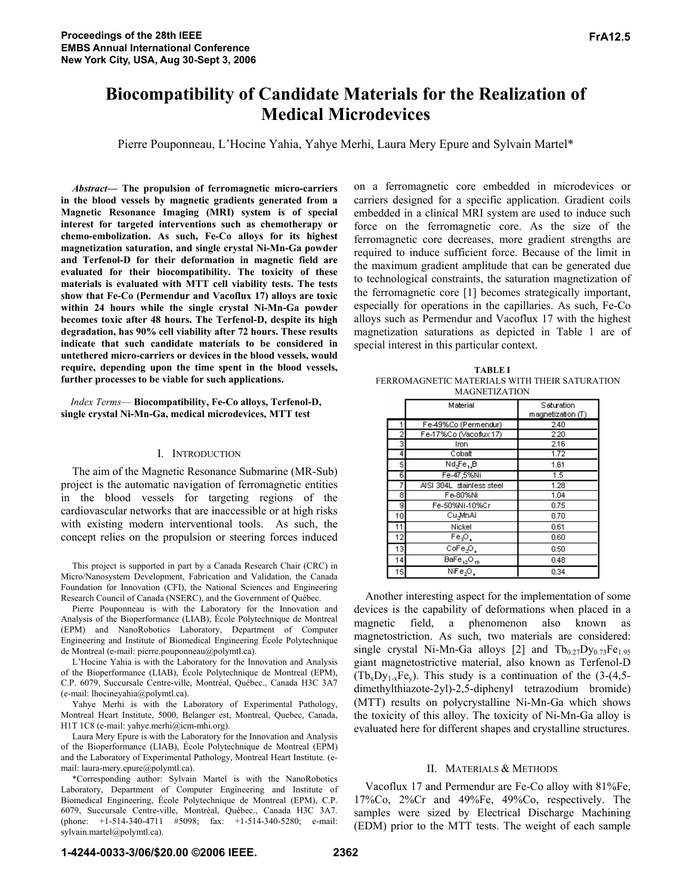# Biocompatibility of Candidate Materials for the Realization of Medical Microdevices

Pierre Pouponneau, L'Hocine Yahia, Yahye Merhi, Laura Mery Epure and Sylvain Martel*

***Abstract*— The propulsion of ferromagnetic micro-carriers in the blood vessels by magnetic gradients generated from a Magnetic Resonance Imaging (MRI) system is of special interest for targeted interventions such as chemotherapy or chemo-embolization. As such, Fe-Co alloys for its highest magnetization saturation, and single crystal Ni-Mn-Ga powder and Terfenol-D for their deformation in magnetic field are evaluated for their biocompatibility. The toxicity of these materials is evaluated with MTT cell viability tests. The tests show that Fe-Co (Permendur and Vacoflux 17) alloys are toxic within 24 hours while the single crystal Ni-Mn-Ga powder becomes toxic after 48 hours. The Terfenol-D, despite its high degradation, has 90% cell viability after 72 hours. These results indicate that such candidate materials to be considered in untethered micro-carriers or devices in the blood vessels, would require, depending upon the time spent in the blood vessels, further processes to be viable for such applications.**

*Index Terms*— **Biocompatibility, Fe-Co alloys, Terfenol-D, single crystal Ni-Mn-Ga, medical microdevices, MTT test**

## I. Introduction

The aim of the Magnetic Resonance Submarine (MR-Sub) project is the automatic navigation of ferromagnetic entities in the blood vessels for targeting regions of the cardiovascular networks that are inaccessible or at high risks with existing modern interventional tools. As such, the concept relies on the propulsion or steering forces induced on a ferromagnetic core embedded in microdevices or carriers designed for a specific application. Gradient coils embedded in a clinical MRI system are used to induce such force on the ferromagnetic core. As the size of the ferromagnetic core decreases, more gradient strengths are required to induce sufficient force. Because of the limit in the maximum gradient amplitude that can be generated due to technological constraints, the saturation magnetization of the ferromagnetic core [1] becomes strategically important, especially for operations in the capillaries. As such, Fe-Co alloys such as Permendur and Vacoflux 17 with the highest magnetization saturations as depicted in Table 1 are of special interest in this particular context.

TABLE I
FERROMAGNETIC MATERIALS WITH THEIR SATURATION MAGNETIZATION

| | Material | Saturation magnetization (T) |
|---|---|---|
| 1 | Fe-49%Co (Permendur) | 2.40 |
| 2 | Fe-17%Co (Vacoflux 17) | 2.20 |
| 3 | Iron | 2.16 |
| 4 | Cobalt | 1.72 |
| 5 | $Nd_2Fe_{14}B$ | 1.61 |
| 6 | Fe-47,5%Ni | 1.5 |
| 7 | AISI 304L stainless steel | 1.28 |
| 8 | Fe-80%Ni | 1.04 |
| 9 | Fe-50%Ni-10%Cr | 0.75 |
| 10 | $Cu_2MnAl$ | 0.70 |
| 11 | Nickel | 0.61 |
| 12 | $Fe_3O_4$ | 0.60 |
| 13 | $CoFe_2O_4$ | 0.50 |
| 14 | $BaFe_{12}O_{19}$ | 0.48 |
| 15 | $NiFe_2O_4$ | 0.34 |

Another interesting aspect for the implementation of some devices is the capability of deformations when placed in a magnetic field, a phenomenon also known as magnetostriction. As such, two materials are considered: single crystal Ni-Mn-Ga alloys [2] and $Tb_{0.27}Dy_{0.73}Fe_{1.95}$ giant magnetostrictive material, also known as Terfenol-D ($Tb_xDy_{1-x}Fe_y$). This study is a continuation of the (3-(4,5-dimethylthiazote-2yl)-2,5-diphenyl tetrazodium bromide) (MTT) results on polycrystalline Ni-Mn-Ga which shows the toxicity of this alloy. The toxicity of Ni-Mn-Ga alloy is evaluated here for different shapes and crystalline structures.

## II. Materials & Methods

Vacoflux 17 and Permendur are Fe-Co alloy with 81%Fe, 17%Co, 2%Cr and 49%Fe, 49%Co, respectively. The samples were sized by Electrical Discharge Machining (EDM) prior to the MTT tests. The weight of each sample

This project is supported in part by a Canada Research Chair (CRC) in Micro/Nanosystem Development, Fabrication and Validation, the Canada Foundation for Innovation (CFI), the National Sciences and Engineering Research Council of Canada (NSERC), and the Government of Québec.

Pierre Pouponneau is with the Laboratory for the Innovation and Analysis of the Bioperformance (LIAB), École Polytechnique de Montreal (EPM) and NanoRobotics Laboratory, Department of Computer Engineering and Institute of Biomedical Engineering École Polytechnique de Montreal (e-mail: pierre.pouponneau@polymtl.ca).

L'Hocine Yahia is with the Laboratory for the Innovation and Analysis of the Bioperformance (LIAB), École Polytechnique de Montreal (EPM), C.P. 6079, Succursale Centre-ville, Montréal, Québec., Canada H3C 3A7 (e-mail: lhocineyahia@polymtl.ca).

Yahye Merhi is with the Laboratory of Experimental Pathology, Montreal Heart Institute, 5000, Belanger est, Montreal, Quebec, Canada, H1T 1C8 (e-mail: yahye.merhi@icm-mhi.org).

Laura Mery Epure is with the Laboratory for the Innovation and Analysis of the Bioperformance (LIAB), École Polytechnique de Montreal (EPM) and the Laboratory of Experimental Pathology, Montreal Heart Institute. (e-mail: laura-mery.epure@polymtl.ca).

*Corresponding author: Sylvain Martel is with the NanoRobotics Laboratory, Department of Computer Engineering and Institute of Biomedical Engineering, École Polytechnique de Montreal (EPM), C.P. 6079, Succursale Centre-ville, Montréal, Québec., Canada H3C 3A7. (phone: +1-514-340-4711 #5098; fax: +1-514-340-5280; e-mail: sylvain.martel@polymtl.ca).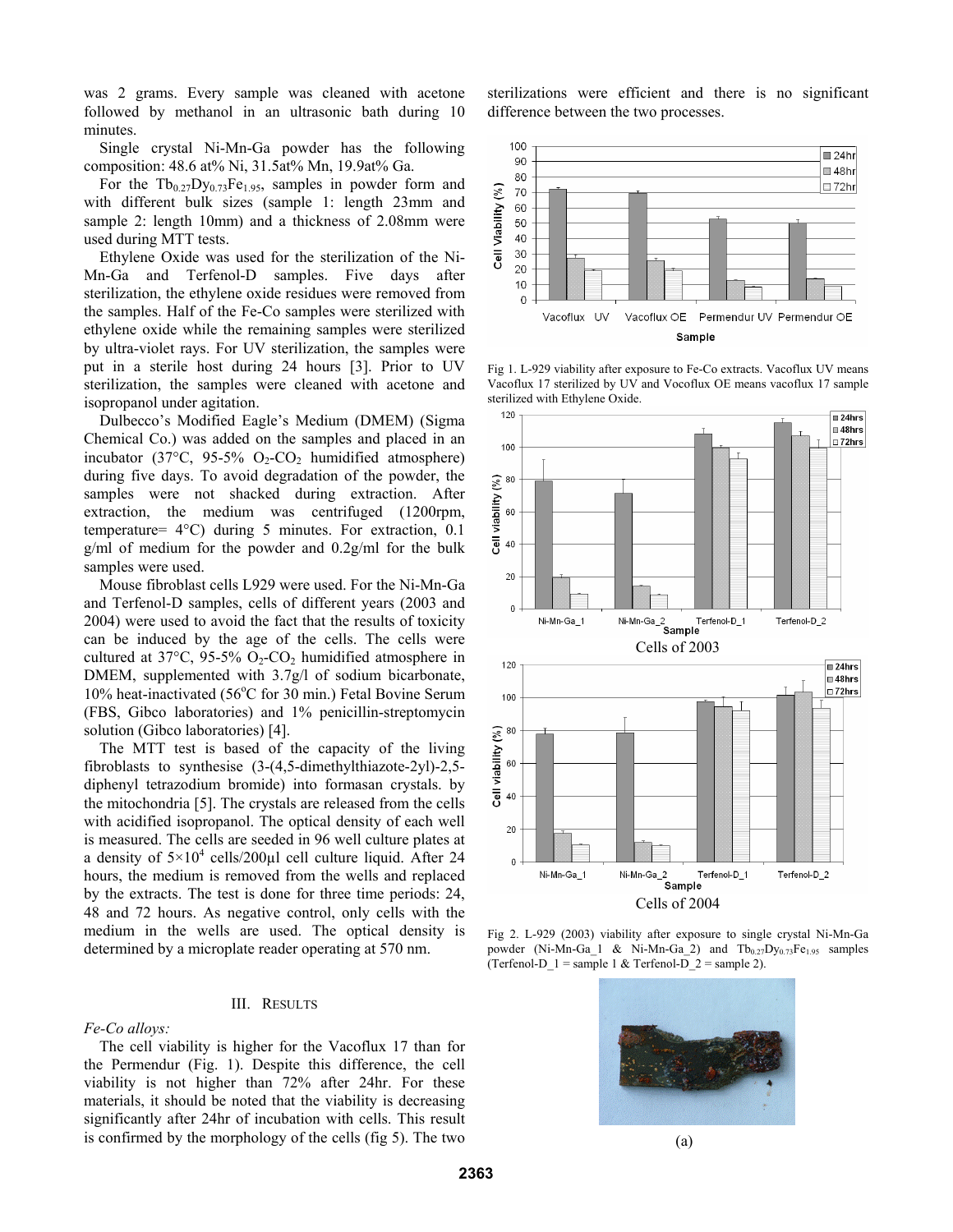was 2 grams. Every sample was cleaned with acetone followed by methanol in an ultrasonic bath during 10 minutes.

Single crystal Ni-Mn-Ga powder has the following composition: 48.6 at% Ni, 31.5at% Mn, 19.9at% Ga.

For the $Tb_{0.27}Dy_{0.73}Fe_{1.95}$, samples in powder form and with different bulk sizes (sample 1: length 23mm and sample 2: length 10mm) and a thickness of 2.08mm were used during MTT tests.

Ethylene Oxide was used for the sterilization of the Ni-Mn-Ga and Terfenol-D samples. Five days after sterilization, the ethylene oxide residues were removed from the samples. Half of the Fe-Co samples were sterilized with ethylene oxide while the remaining samples were sterilized by ultra-violet rays. For UV sterilization, the samples were put in a sterile host during 24 hours [3]. Prior to UV sterilization, the samples were cleaned with acetone and isopropanol under agitation.

Dulbecco's Modified Eagle's Medium (DMEM) (Sigma Chemical Co.) was added on the samples and placed in an incubator (37°C, 95-5% $O_2$-$CO_2$ humidified atmosphere) during five days. To avoid degradation of the powder, the samples were not shacked during extraction. After extraction, the medium was centrifuged (1200rpm, temperature= 4°C) during 5 minutes. For extraction, 0.1 g/ml of medium for the powder and 0.2g/ml for the bulk samples were used.

Mouse fibroblast cells L929 were used. For the Ni-Mn-Ga and Terfenol-D samples, cells of different years (2003 and 2004) were used to avoid the fact that the results of toxicity can be induced by the age of the cells. The cells were cultured at 37°C, 95-5% $O_2$-$CO_2$ humidified atmosphere in DMEM, supplemented with 3.7g/l of sodium bicarbonate, 10% heat-inactivated (56°C for 30 min.) Fetal Bovine Serum (FBS, Gibco laboratories) and 1% penicillin-streptomycin solution (Gibco laboratories) [4].

The MTT test is based of the capacity of the living fibroblasts to synthesise (3-(4,5-dimethylthiazote-2yl)-2,5-diphenyl tetrazodium bromide) into formasan crystals. by the mitochondria [5]. The crystals are released from the cells with acidified isopropanol. The optical density of each well is measured. The cells are seeded in 96 well culture plates at a density of $5\times10^4$ cells/200µl cell culture liquid. After 24 hours, the medium is removed from the wells and replaced by the extracts. The test is done for three time periods: 24, 48 and 72 hours. As negative control, only cells with the medium in the wells are used. The optical density is determined by a microplate reader operating at 570 nm.

## III. Results

*Fe-Co alloys:*

The cell viability is higher for the Vacoflux 17 than for the Permendur (Fig. 1). Despite this difference, the cell viability is not higher than 72% after 24hr. For these materials, it should be noted that the viability is decreasing significantly after 24hr of incubation with cells. This result is confirmed by the morphology of the cells (fig 5). The two sterilizations were efficient and there is no significant difference between the two processes.

Fig 1. L-929 viability after exposure to Fe-Co extracts. Vacoflux UV means Vacoflux 17 sterilized by UV and Vocoflux OE means vacoflux 17 sample sterilized with Ethylene Oxide.

Cells of 2003

Cells of 2004

Fig 2. L-929 (2003) viability after exposure to single crystal Ni-Mn-Ga powder (Ni-Mn-Ga_1 & Ni-Mn-Ga_2) and $Tb_{0.27}Dy_{0.73}Fe_{1.95}$ samples (Terfenol-D_1 = sample 1 & Terfenol-D_2 = sample 2).

(a)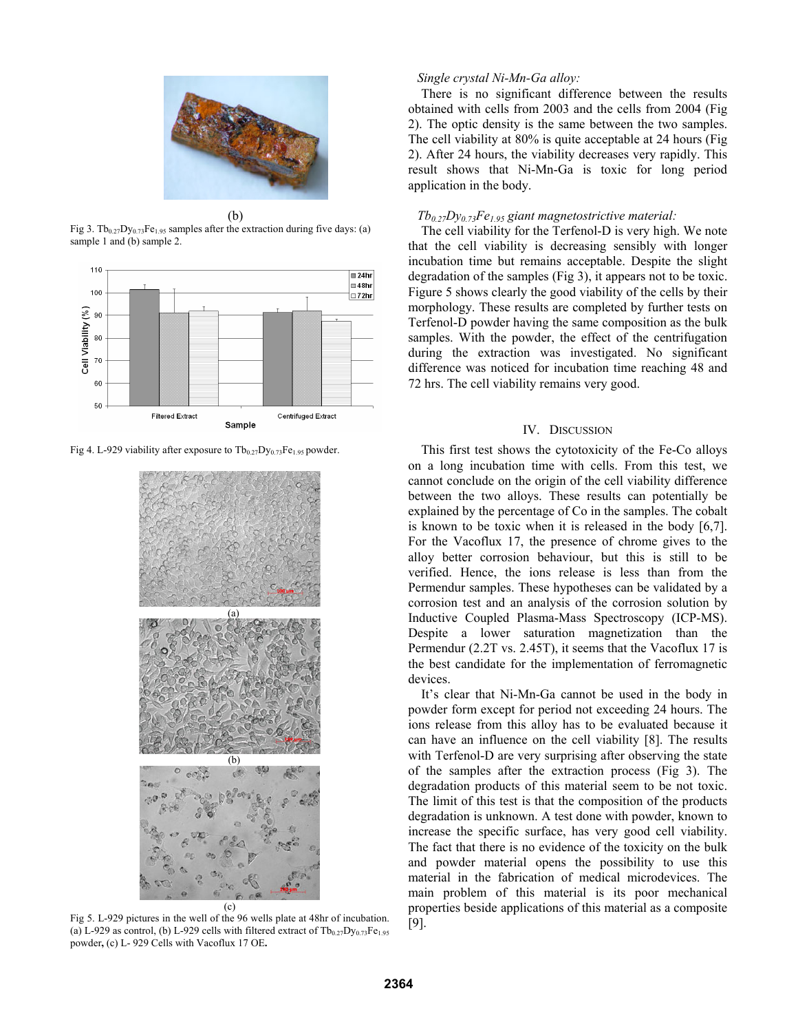(b)

Fig 3. $Tb_{0.27}Dy_{0.73}Fe_{1.95}$ samples after the extraction during five days: (a) sample 1 and (b) sample 2.

Fig 4. L-929 viability after exposure to $Tb_{0.27}Dy_{0.73}Fe_{1.95}$ powder.

(a)

(b)

(c)

Fig 5. L-929 pictures in the well of the 96 wells plate at 48hr of incubation. (a) L-929 as control, (b) L-929 cells with filtered extract of $Tb_{0.27}Dy_{0.73}Fe_{1.95}$ powder, (c) L- 929 Cells with Vacoflux 17 OE.

*Single crystal Ni-Mn-Ga alloy:*

There is no significant difference between the results obtained with cells from 2003 and the cells from 2004 (Fig 2). The optic density is the same between the two samples. The cell viability at 80% is quite acceptable at 24 hours (Fig 2). After 24 hours, the viability decreases very rapidly. This result shows that Ni-Mn-Ga is toxic for long period application in the body.

*$Tb_{0.27}Dy_{0.73}Fe_{1.95}$ giant magnetostrictive material:*

The cell viability for the Terfenol-D is very high. We note that the cell viability is decreasing sensibly with longer incubation time but remains acceptable. Despite the slight degradation of the samples (Fig 3), it appears not to be toxic. Figure 5 shows clearly the good viability of the cells by their morphology. These results are completed by further tests on Terfenol-D powder having the same composition as the bulk samples. With the powder, the effect of the centrifugation during the extraction was investigated. No significant difference was noticed for incubation time reaching 48 and 72 hrs. The cell viability remains very good.

## IV. Discussion

This first test shows the cytotoxicity of the Fe-Co alloys on a long incubation time with cells. From this test, we cannot conclude on the origin of the cell viability difference between the two alloys. These results can potentially be explained by the percentage of Co in the samples. The cobalt is known to be toxic when it is released in the body [6,7]. For the Vacoflux 17, the presence of chrome gives to the alloy better corrosion behaviour, but this is still to be verified. Hence, the ions release is less than from the Permendur samples. These hypotheses can be validated by a corrosion test and an analysis of the corrosion solution by Inductive Coupled Plasma-Mass Spectroscopy (ICP-MS). Despite a lower saturation magnetization than the Permendur (2.2T vs. 2.45T), it seems that the Vacoflux 17 is the best candidate for the implementation of ferromagnetic devices.

It's clear that Ni-Mn-Ga cannot be used in the body in powder form except for period not exceeding 24 hours. The ions release from this alloy has to be evaluated because it can have an influence on the cell viability [8]. The results with Terfenol-D are very surprising after observing the state of the samples after the extraction process (Fig 3). The degradation products of this material seem to be not toxic. The limit of this test is that the composition of the products degradation is unknown. A test done with powder, known to increase the specific surface, has very good cell viability. The fact that there is no evidence of the toxicity on the bulk and powder material opens the possibility to use this material in the fabrication of medical microdevices. The main problem of this material is its poor mechanical properties beside applications of this material as a composite [9].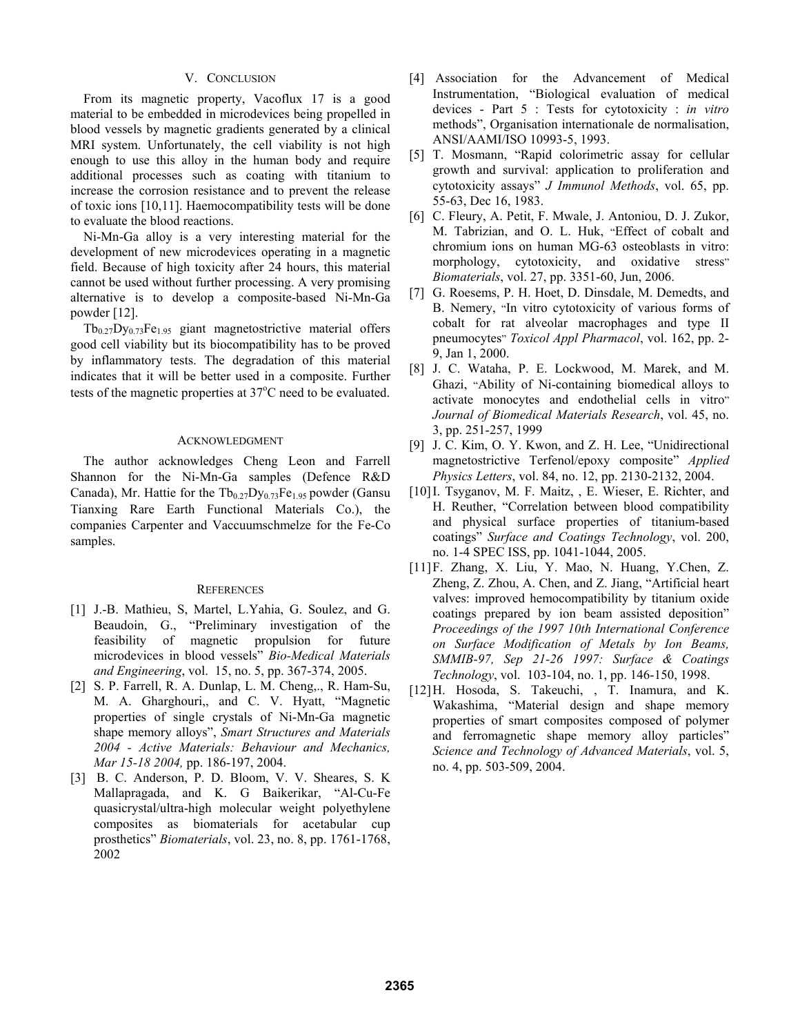## V. Conclusion

From its magnetic property, Vacoflux 17 is a good material to be embedded in microdevices being propelled in blood vessels by magnetic gradients generated by a clinical MRI system. Unfortunately, the cell viability is not high enough to use this alloy in the human body and require additional processes such as coating with titanium to increase the corrosion resistance and to prevent the release of toxic ions [10,11]. Haemocompatibility tests will be done to evaluate the blood reactions.

Ni-Mn-Ga alloy is a very interesting material for the development of new microdevices operating in a magnetic field. Because of high toxicity after 24 hours, this material cannot be used without further processing. A very promising alternative is to develop a composite-based Ni-Mn-Ga powder [12].

$Tb_{0.27}Dy_{0.73}Fe_{1.95}$ giant magnetostrictive material offers good cell viability but its biocompatibility has to be proved by inflammatory tests. The degradation of this material indicates that it will be better used in a composite. Further tests of the magnetic properties at $37^{o}C$ need to be evaluated.

## Acknowledgment

The author acknowledges Cheng Leon and Farrell Shannon for the Ni-Mn-Ga samples (Defence R&D Canada), Mr. Hattie for the $Tb_{0.27}Dy_{0.73}Fe_{1.95}$ powder (Gansu Tianxing Rare Earth Functional Materials Co.), the companies Carpenter and Vaccuumschmelze for the Fe-Co samples.

## References

[1] J.-B. Mathieu, S, Martel, L.Yahia, G. Soulez, and G. Beaudoin, G., "Preliminary investigation of the feasibility of magnetic propulsion for future microdevices in blood vessels" *Bio-Medical Materials and Engineering*, vol. 15, no. 5, pp. 367-374, 2005.

[2] S. P. Farrell, R. A. Dunlap, L. M. Cheng,., R. Ham-Su, M. A. Gharghouri,, and C. V. Hyatt, "Magnetic properties of single crystals of Ni-Mn-Ga magnetic shape memory alloys", *Smart Structures and Materials 2004 - Active Materials: Behaviour and Mechanics, Mar 15-18 2004,* pp. 186-197, 2004.

[3] B. C. Anderson, P. D. Bloom, V. V. Sheares, S. K Mallapragada, and K. G Baikerikar, "Al-Cu-Fe quasicrystal/ultra-high molecular weight polyethylene composites as biomaterials for acetabular cup prosthetics" *Biomaterials*, vol. 23, no. 8, pp. 1761-1768, 2002

[4] Association for the Advancement of Medical Instrumentation, "Biological evaluation of medical devices - Part 5 : Tests for cytotoxicity : *in vitro* methods", Organisation internationale de normalisation, ANSI/AAMI/ISO 10993-5, 1993.

[5] T. Mosmann, "Rapid colorimetric assay for cellular growth and survival: application to proliferation and cytotoxicity assays" *J Immunol Methods*, vol. 65, pp. 55-63, Dec 16, 1983.

[6] C. Fleury, A. Petit, F. Mwale, J. Antoniou, D. J. Zukor, M. Tabrizian, and O. L. Huk, "Effect of cobalt and chromium ions on human MG-63 osteoblasts in vitro: morphology, cytotoxicity, and oxidative stress" *Biomaterials*, vol. 27, pp. 3351-60, Jun, 2006.

[7] G. Roesems, P. H. Hoet, D. Dinsdale, M. Demedts, and B. Nemery, "In vitro cytotoxicity of various forms of cobalt for rat alveolar macrophages and type II pneumocytes" *Toxicol Appl Pharmacol*, vol. 162, pp. 2-9, Jan 1, 2000.

[8] J. C. Wataha, P. E. Lockwood, M. Marek, and M. Ghazi, "Ability of Ni-containing biomedical alloys to activate monocytes and endothelial cells in vitro" *Journal of Biomedical Materials Research*, vol. 45, no. 3, pp. 251-257, 1999

[9] J. C. Kim, O. Y. Kwon, and Z. H. Lee, "Unidirectional magnetostrictive Terfenol/epoxy composite" *Applied Physics Letters*, vol. 84, no. 12, pp. 2130-2132, 2004.

[10] I. Tsyganov, M. F. Maitz, , E. Wieser, E. Richter, and H. Reuther, "Correlation between blood compatibility and physical surface properties of titanium-based coatings" *Surface and Coatings Technology*, vol. 200, no. 1-4 SPEC ISS, pp. 1041-1044, 2005.

[11] F. Zhang, X. Liu, Y. Mao, N. Huang, Y.Chen, Z. Zheng, Z. Zhou, A. Chen, and Z. Jiang, "Artificial heart valves: improved hemocompatibility by titanium oxide coatings prepared by ion beam assisted deposition" *Proceedings of the 1997 10th International Conference on Surface Modification of Metals by Ion Beams, SMMIB-97, Sep 21-26 1997: Surface & Coatings Technology*, vol. 103-104, no. 1, pp. 146-150, 1998.

[12] H. Hosoda, S. Takeuchi, , T. Inamura, and K. Wakashima, "Material design and shape memory properties of smart composites composed of polymer and ferromagnetic shape memory alloy particles" *Science and Technology of Advanced Materials*, vol. 5, no. 4, pp. 503-509, 2004.